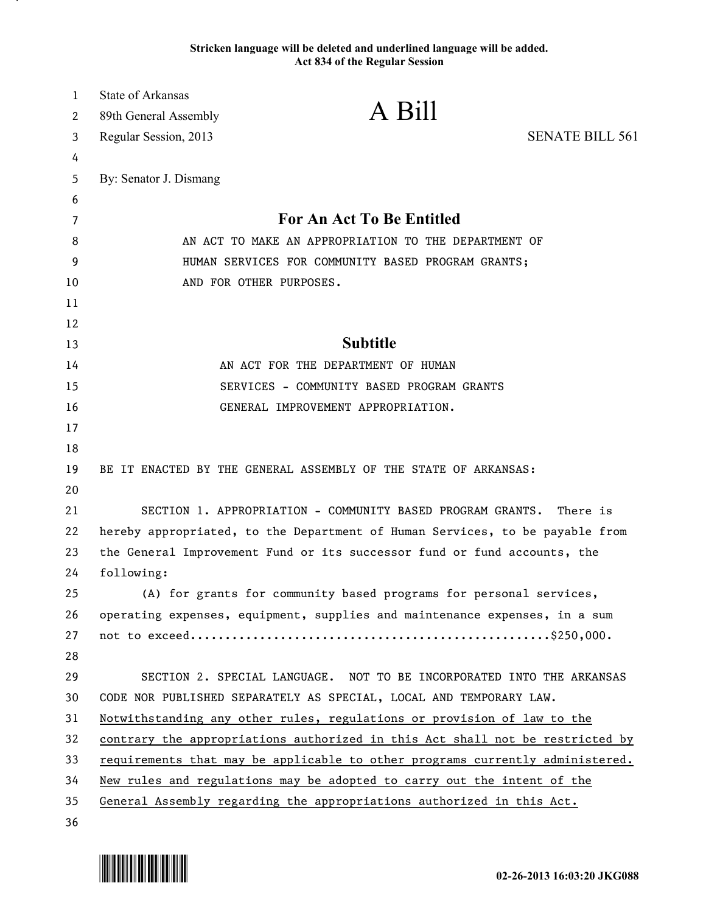**Stricken language will be deleted and underlined language will be added.**
**Act 834 of the Regular Session**

State of Arkansas
89th General Assembly
Regular Session, 2013

# A Bill

SENATE BILL 561

By: Senator J. Dismang

## For An Act To Be Entitled

AN ACT TO MAKE AN APPROPRIATION TO THE DEPARTMENT OF HUMAN SERVICES FOR COMMUNITY BASED PROGRAM GRANTS; AND FOR OTHER PURPOSES.

## Subtitle

AN ACT FOR THE DEPARTMENT OF HUMAN SERVICES - COMMUNITY BASED PROGRAM GRANTS GENERAL IMPROVEMENT APPROPRIATION.

BE IT ENACTED BY THE GENERAL ASSEMBLY OF THE STATE OF ARKANSAS:

SECTION 1. APPROPRIATION - COMMUNITY BASED PROGRAM GRANTS. There is hereby appropriated, to the Department of Human Services, to be payable from the General Improvement Fund or its successor fund or fund accounts, the following:

(A) for grants for community based programs for personal services, operating expenses, equipment, supplies and maintenance expenses, in a sum not to exceed..................................................$250,000.

SECTION 2. SPECIAL LANGUAGE. NOT TO BE INCORPORATED INTO THE ARKANSAS CODE NOR PUBLISHED SEPARATELY AS SPECIAL, LOCAL AND TEMPORARY LAW. <u>Notwithstanding any other rules, regulations or provision of law to the contrary the appropriations authorized in this Act shall not be restricted by requirements that may be applicable to other programs currently administered. New rules and regulations may be adopted to carry out the intent of the General Assembly regarding the appropriations authorized in this Act.</u>

02-26-2013 16:03:20 JKG088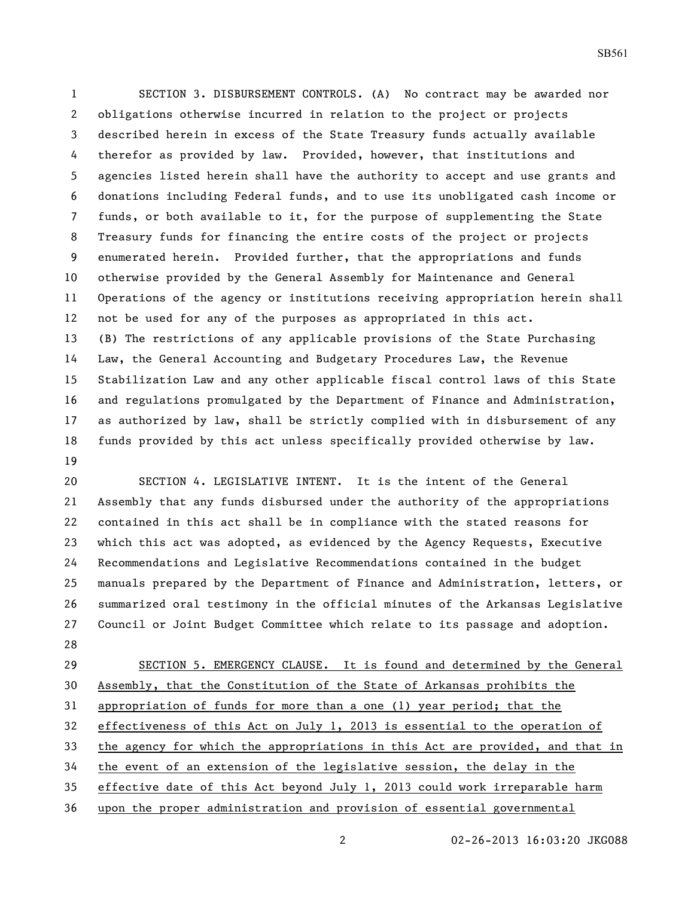SECTION 3. DISBURSEMENT CONTROLS. (A) No contract may be awarded nor obligations otherwise incurred in relation to the project or projects described herein in excess of the State Treasury funds actually available therefor as provided by law. Provided, however, that institutions and agencies listed herein shall have the authority to accept and use grants and donations including Federal funds, and to use its unobligated cash income or funds, or both available to it, for the purpose of supplementing the State Treasury funds for financing the entire costs of the project or projects enumerated herein. Provided further, that the appropriations and funds otherwise provided by the General Assembly for Maintenance and General Operations of the agency or institutions receiving appropriation herein shall not be used for any of the purposes as appropriated in this act.

(B) The restrictions of any applicable provisions of the State Purchasing Law, the General Accounting and Budgetary Procedures Law, the Revenue Stabilization Law and any other applicable fiscal control laws of this State and regulations promulgated by the Department of Finance and Administration, as authorized by law, shall be strictly complied with in disbursement of any funds provided by this act unless specifically provided otherwise by law.

SECTION 4. LEGISLATIVE INTENT. It is the intent of the General Assembly that any funds disbursed under the authority of the appropriations contained in this act shall be in compliance with the stated reasons for which this act was adopted, as evidenced by the Agency Requests, Executive Recommendations and Legislative Recommendations contained in the budget manuals prepared by the Department of Finance and Administration, letters, or summarized oral testimony in the official minutes of the Arkansas Legislative Council or Joint Budget Committee which relate to its passage and adoption.

SECTION 5. EMERGENCY CLAUSE. It is found and determined by the General Assembly, that the Constitution of the State of Arkansas prohibits the appropriation of funds for more than a one (1) year period; that the effectiveness of this Act on July 1, 2013 is essential to the operation of the agency for which the appropriations in this Act are provided, and that in the event of an extension of the legislative session, the delay in the effective date of this Act beyond July 1, 2013 could work irreparable harm upon the proper administration and provision of essential governmental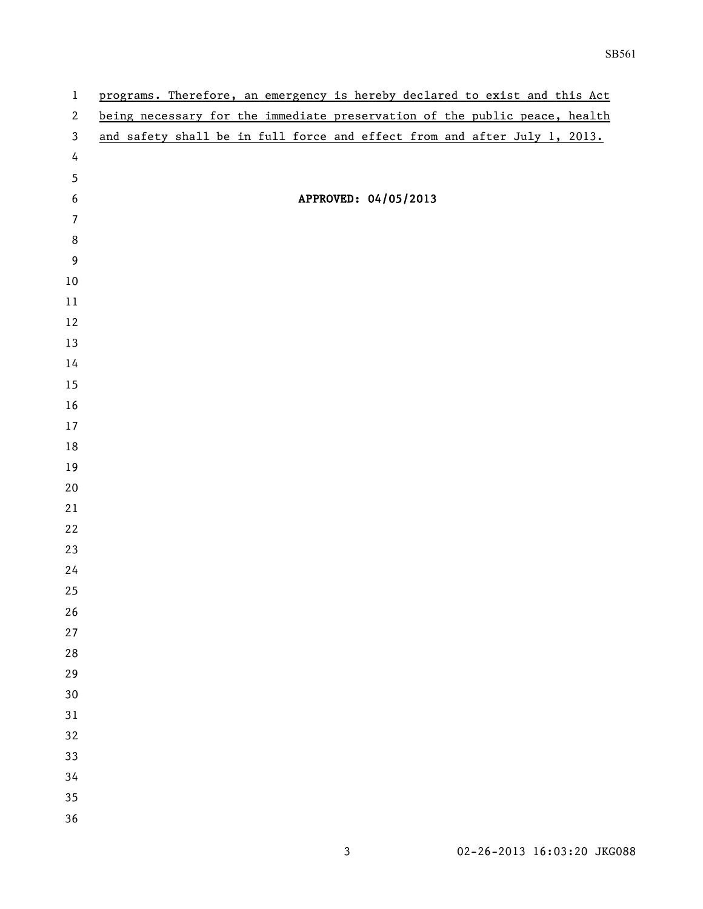programs. Therefore, an emergency is hereby declared to exist and this Act being necessary for the immediate preservation of the public peace, health and safety shall be in full force and effect from and after July 1, 2013.

**APPROVED: 04/05/2013**